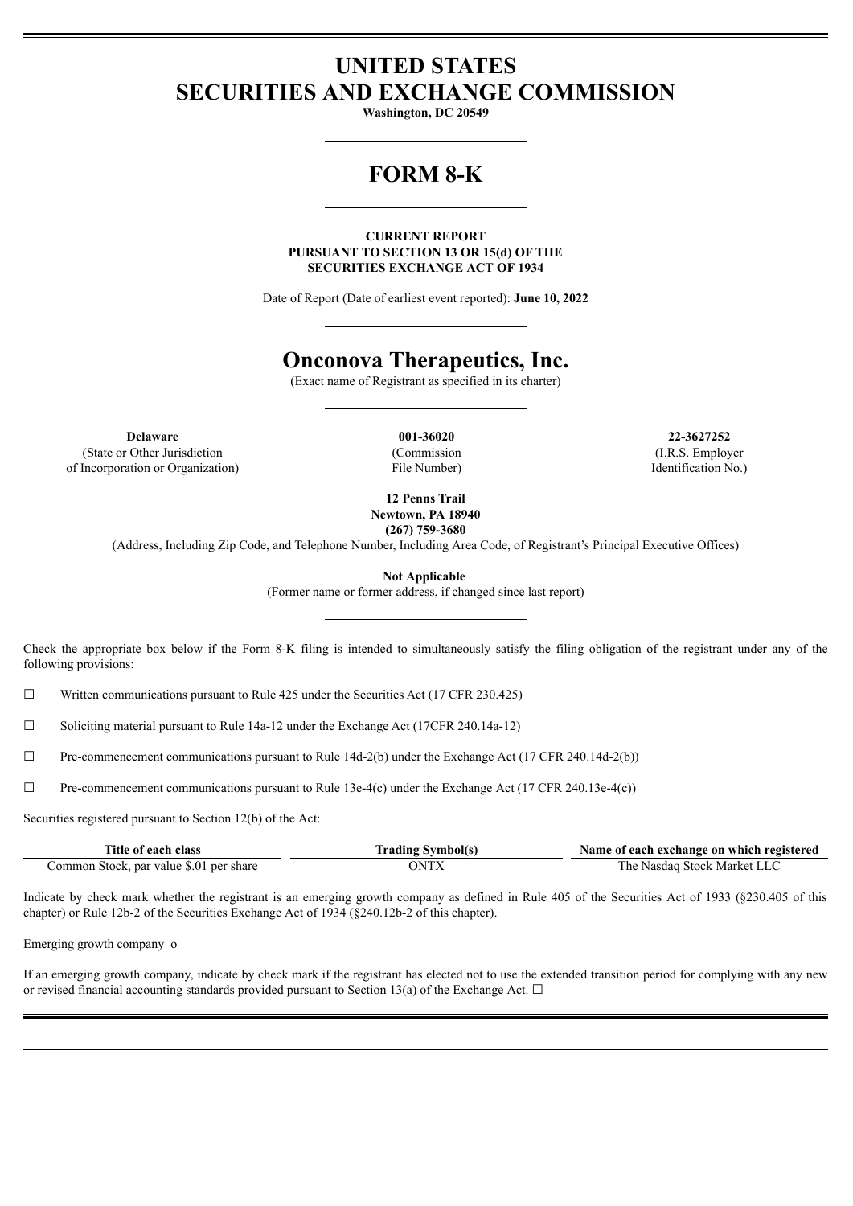# UNITED STATES
# SECURITIES AND EXCHANGE COMMISSION

**Washington, DC 20549**

# FORM 8-K

**CURRENT REPORT**
**PURSUANT TO SECTION 13 OR 15(d) OF THE**
**SECURITIES EXCHANGE ACT OF 1934**

Date of Report (Date of earliest event reported): **June 10, 2022**

# Onconova Therapeutics, Inc.

(Exact name of Registrant as specified in its charter)

| **Delaware** | **001-36020** | **22-3627252** |
|---|---|---|
| (State or Other Jurisdiction of Incorporation or Organization) | (Commission File Number) | (I.R.S. Employer Identification No.) |

**12 Penns Trail**
**Newtown, PA 18940**
**(267) 759-3680**

(Address, Including Zip Code, and Telephone Number, Including Area Code, of Registrant's Principal Executive Offices)

**Not Applicable**

(Former name or former address, if changed since last report)

Check the appropriate box below if the Form 8-K filing is intended to simultaneously satisfy the filing obligation of the registrant under any of the following provisions:

☐ Written communications pursuant to Rule 425 under the Securities Act (17 CFR 230.425)

☐ Soliciting material pursuant to Rule 14a-12 under the Exchange Act (17CFR 240.14a-12)

☐ Pre-commencement communications pursuant to Rule 14d-2(b) under the Exchange Act (17 CFR 240.14d-2(b))

☐ Pre-commencement communications pursuant to Rule 13e-4(c) under the Exchange Act (17 CFR 240.13e-4(c))

Securities registered pursuant to Section 12(b) of the Act:

| Title of each class | Trading Symbol(s) | Name of each exchange on which registered |
|---|---|---|
| Common Stock, par value $.01 per share | ONTX | The Nasdaq Stock Market LLC |

Indicate by check mark whether the registrant is an emerging growth company as defined in Rule 405 of the Securities Act of 1933 (§230.405 of this chapter) or Rule 12b-2 of the Securities Exchange Act of 1934 (§240.12b-2 of this chapter).

Emerging growth company o

If an emerging growth company, indicate by check mark if the registrant has elected not to use the extended transition period for complying with any new or revised financial accounting standards provided pursuant to Section 13(a) of the Exchange Act. ☐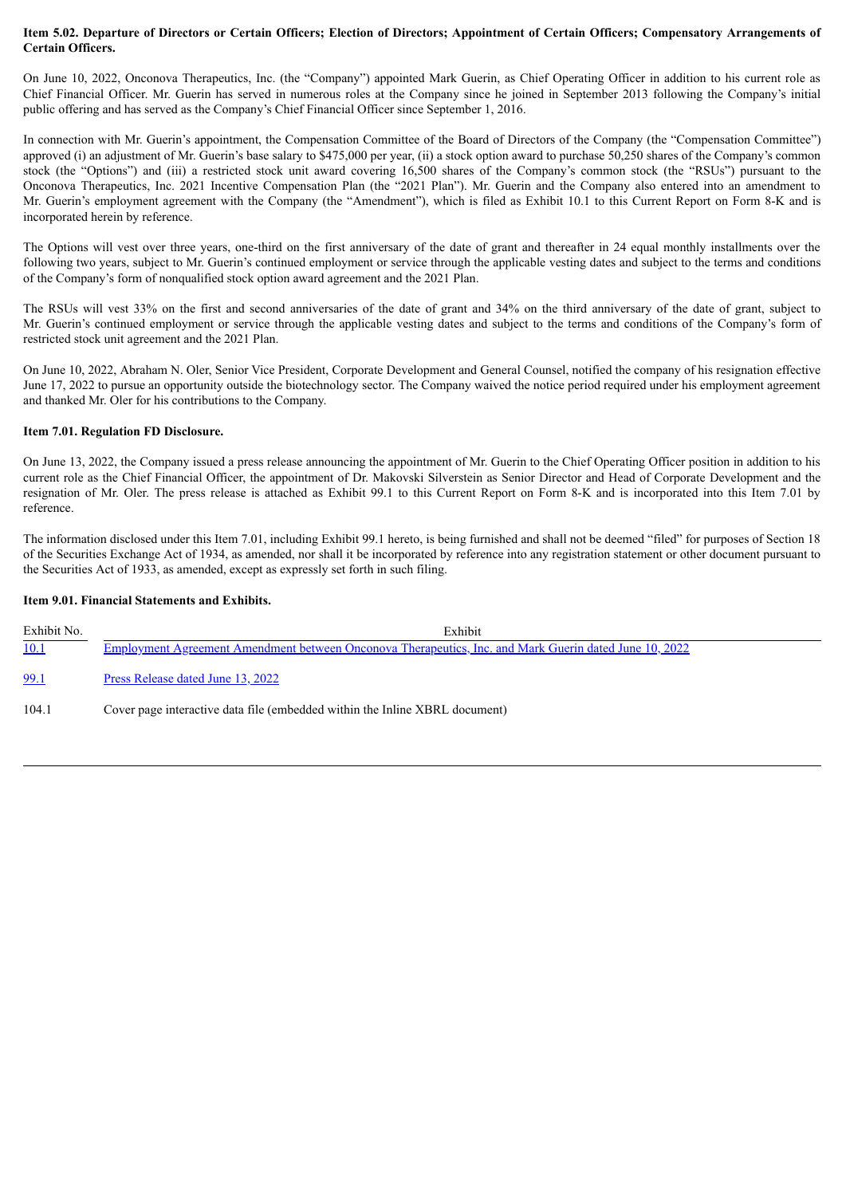**Item 5.02. Departure of Directors or Certain Officers; Election of Directors; Appointment of Certain Officers; Compensatory Arrangements of Certain Officers.**

On June 10, 2022, Onconova Therapeutics, Inc. (the "Company") appointed Mark Guerin, as Chief Operating Officer in addition to his current role as Chief Financial Officer. Mr. Guerin has served in numerous roles at the Company since he joined in September 2013 following the Company's initial public offering and has served as the Company's Chief Financial Officer since September 1, 2016.

In connection with Mr. Guerin's appointment, the Compensation Committee of the Board of Directors of the Company (the "Compensation Committee") approved (i) an adjustment of Mr. Guerin's base salary to $475,000 per year, (ii) a stock option award to purchase 50,250 shares of the Company's common stock (the "Options") and (iii) a restricted stock unit award covering 16,500 shares of the Company's common stock (the "RSUs") pursuant to the Onconova Therapeutics, Inc. 2021 Incentive Compensation Plan (the "2021 Plan"). Mr. Guerin and the Company also entered into an amendment to Mr. Guerin's employment agreement with the Company (the "Amendment"), which is filed as Exhibit 10.1 to this Current Report on Form 8-K and is incorporated herein by reference.

The Options will vest over three years, one-third on the first anniversary of the date of grant and thereafter in 24 equal monthly installments over the following two years, subject to Mr. Guerin's continued employment or service through the applicable vesting dates and subject to the terms and conditions of the Company's form of nonqualified stock option award agreement and the 2021 Plan.

The RSUs will vest 33% on the first and second anniversaries of the date of grant and 34% on the third anniversary of the date of grant, subject to Mr. Guerin's continued employment or service through the applicable vesting dates and subject to the terms and conditions of the Company's form of restricted stock unit agreement and the 2021 Plan.

On June 10, 2022, Abraham N. Oler, Senior Vice President, Corporate Development and General Counsel, notified the company of his resignation effective June 17, 2022 to pursue an opportunity outside the biotechnology sector. The Company waived the notice period required under his employment agreement and thanked Mr. Oler for his contributions to the Company.

**Item 7.01. Regulation FD Disclosure.**

On June 13, 2022, the Company issued a press release announcing the appointment of Mr. Guerin to the Chief Operating Officer position in addition to his current role as the Chief Financial Officer, the appointment of Dr. Makovski Silverstein as Senior Director and Head of Corporate Development and the resignation of Mr. Oler. The press release is attached as Exhibit 99.1 to this Current Report on Form 8-K and is incorporated into this Item 7.01 by reference.

The information disclosed under this Item 7.01, including Exhibit 99.1 hereto, is being furnished and shall not be deemed "filed" for purposes of Section 18 of the Securities Exchange Act of 1934, as amended, nor shall it be incorporated by reference into any registration statement or other document pursuant to the Securities Act of 1933, as amended, except as expressly set forth in such filing.

**Item 9.01. Financial Statements and Exhibits.**

| Exhibit No. | Exhibit |
|---|---|
| 10.1 | Employment Agreement Amendment between Onconova Therapeutics, Inc. and Mark Guerin dated June 10, 2022 |
| 99.1 | Press Release dated June 13, 2022 |
| 104.1 | Cover page interactive data file (embedded within the Inline XBRL document) |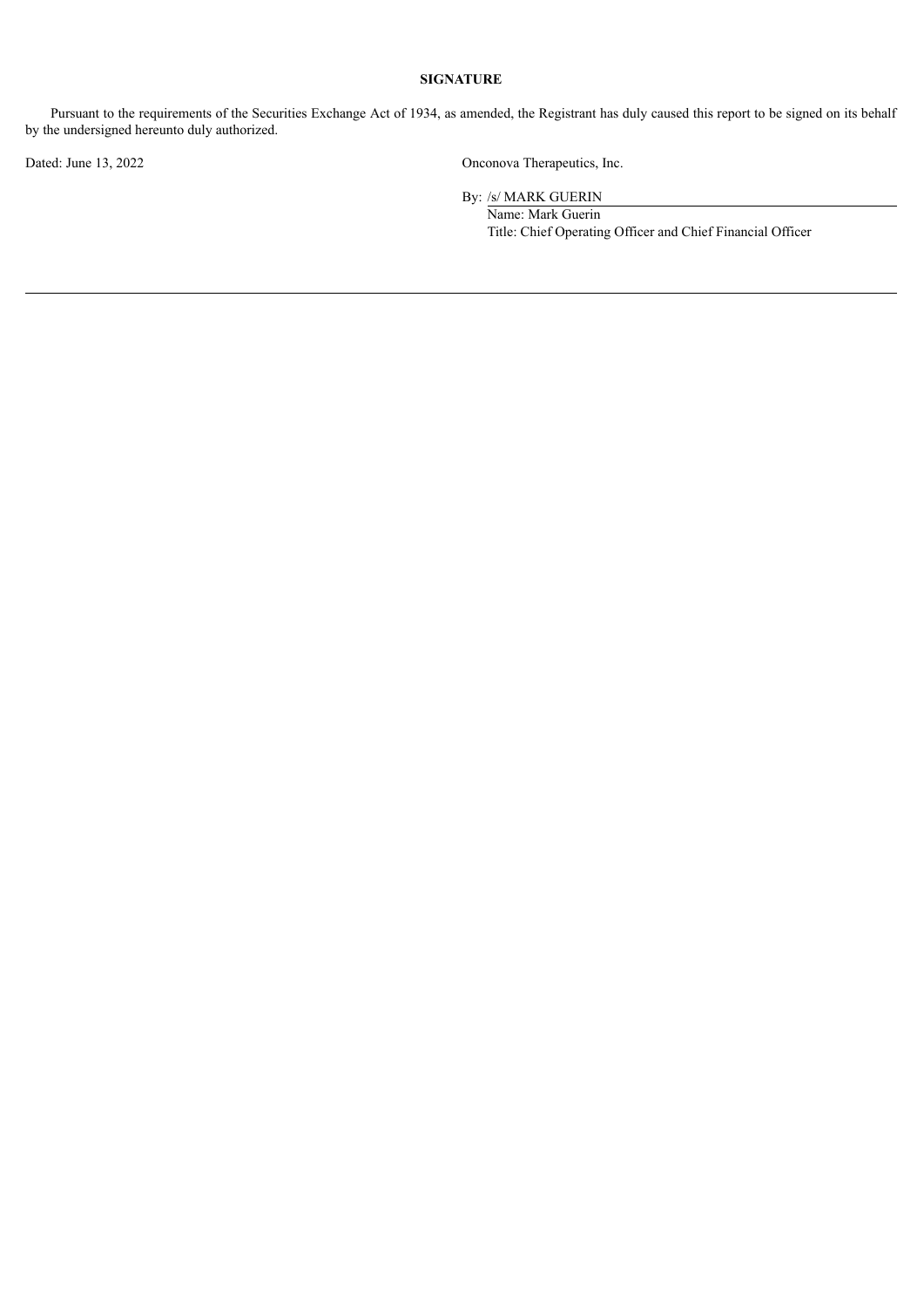**SIGNATURE**

Pursuant to the requirements of the Securities Exchange Act of 1934, as amended, the Registrant has duly caused this report to be signed on its behalf by the undersigned hereunto duly authorized.

Dated: June 13, 2022

Onconova Therapeutics, Inc.

By: /s/ MARK GUERIN

Name: Mark Guerin

Title: Chief Operating Officer and Chief Financial Officer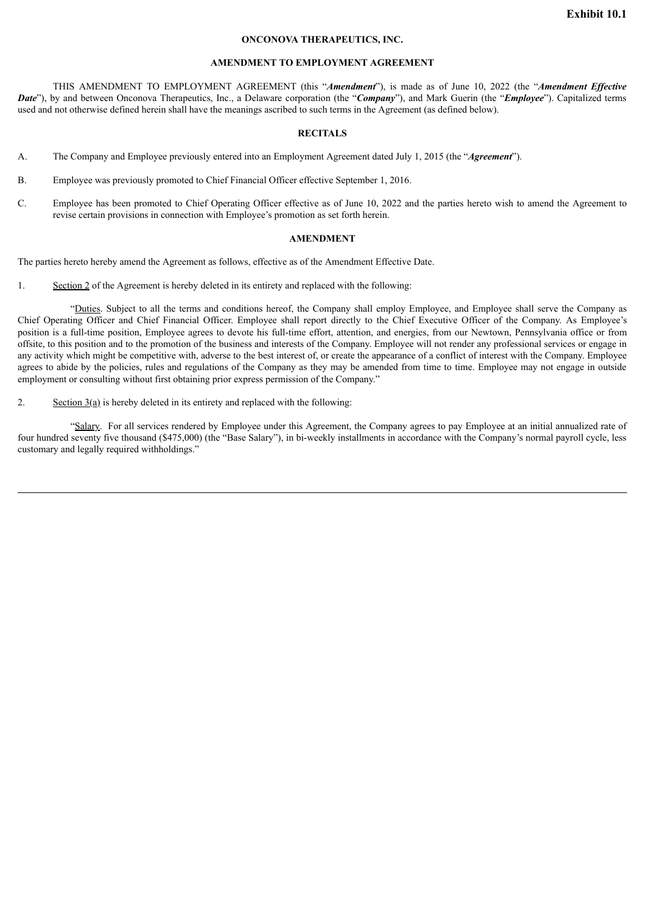**Exhibit 10.1**

**ONCONOVA THERAPEUTICS, INC.**

**AMENDMENT TO EMPLOYMENT AGREEMENT**

THIS AMENDMENT TO EMPLOYMENT AGREEMENT (this "***Amendment***"), is made as of June 10, 2022 (the "***Amendment Effective Date***"), by and between Onconova Therapeutics, Inc., a Delaware corporation (the "***Company***"), and Mark Guerin (the "***Employee***"). Capitalized terms used and not otherwise defined herein shall have the meanings ascribed to such terms in the Agreement (as defined below).

**RECITALS**

A. The Company and Employee previously entered into an Employment Agreement dated July 1, 2015 (the "***Agreement***").

B. Employee was previously promoted to Chief Financial Officer effective September 1, 2016.

C. Employee has been promoted to Chief Operating Officer effective as of June 10, 2022 and the parties hereto wish to amend the Agreement to revise certain provisions in connection with Employee's promotion as set forth herein.

**AMENDMENT**

The parties hereto hereby amend the Agreement as follows, effective as of the Amendment Effective Date.

1. Section 2 of the Agreement is hereby deleted in its entirety and replaced with the following:

"Duties. Subject to all the terms and conditions hereof, the Company shall employ Employee, and Employee shall serve the Company as Chief Operating Officer and Chief Financial Officer. Employee shall report directly to the Chief Executive Officer of the Company. As Employee's position is a full-time position, Employee agrees to devote his full-time effort, attention, and energies, from our Newtown, Pennsylvania office or from offsite, to this position and to the promotion of the business and interests of the Company. Employee will not render any professional services or engage in any activity which might be competitive with, adverse to the best interest of, or create the appearance of a conflict of interest with the Company. Employee agrees to abide by the policies, rules and regulations of the Company as they may be amended from time to time. Employee may not engage in outside employment or consulting without first obtaining prior express permission of the Company."

2. Section 3(a) is hereby deleted in its entirety and replaced with the following:

"Salary. For all services rendered by Employee under this Agreement, the Company agrees to pay Employee at an initial annualized rate of four hundred seventy five thousand ($475,000) (the "Base Salary"), in bi-weekly installments in accordance with the Company's normal payroll cycle, less customary and legally required withholdings."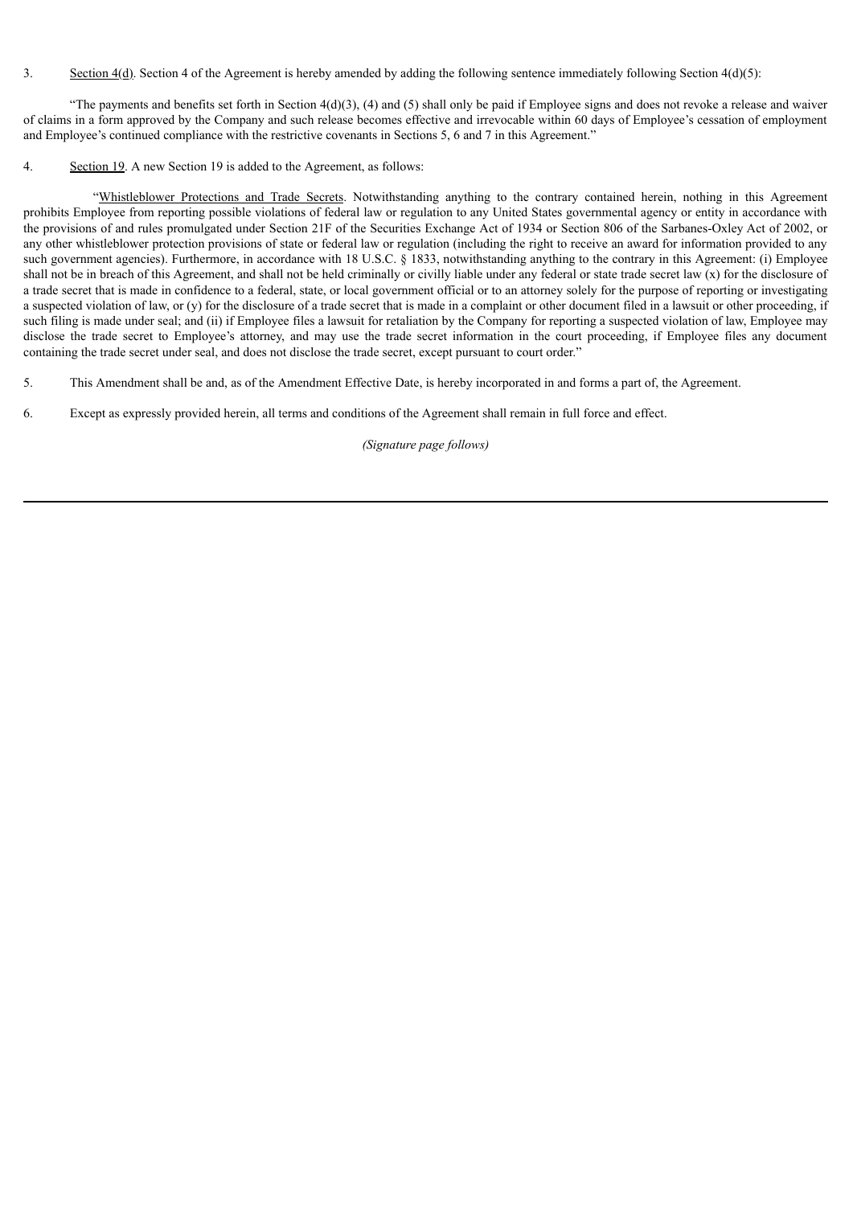3. Section 4(d). Section 4 of the Agreement is hereby amended by adding the following sentence immediately following Section 4(d)(5):

"The payments and benefits set forth in Section 4(d)(3), (4) and (5) shall only be paid if Employee signs and does not revoke a release and waiver of claims in a form approved by the Company and such release becomes effective and irrevocable within 60 days of Employee's cessation of employment and Employee's continued compliance with the restrictive covenants in Sections 5, 6 and 7 in this Agreement."

4. Section 19. A new Section 19 is added to the Agreement, as follows:

"Whistleblower Protections and Trade Secrets. Notwithstanding anything to the contrary contained herein, nothing in this Agreement prohibits Employee from reporting possible violations of federal law or regulation to any United States governmental agency or entity in accordance with the provisions of and rules promulgated under Section 21F of the Securities Exchange Act of 1934 or Section 806 of the Sarbanes-Oxley Act of 2002, or any other whistleblower protection provisions of state or federal law or regulation (including the right to receive an award for information provided to any such government agencies). Furthermore, in accordance with 18 U.S.C. § 1833, notwithstanding anything to the contrary in this Agreement: (i) Employee shall not be in breach of this Agreement, and shall not be held criminally or civilly liable under any federal or state trade secret law (x) for the disclosure of a trade secret that is made in confidence to a federal, state, or local government official or to an attorney solely for the purpose of reporting or investigating a suspected violation of law, or (y) for the disclosure of a trade secret that is made in a complaint or other document filed in a lawsuit or other proceeding, if such filing is made under seal; and (ii) if Employee files a lawsuit for retaliation by the Company for reporting a suspected violation of law, Employee may disclose the trade secret to Employee's attorney, and may use the trade secret information in the court proceeding, if Employee files any document containing the trade secret under seal, and does not disclose the trade secret, except pursuant to court order."

5. This Amendment shall be and, as of the Amendment Effective Date, is hereby incorporated in and forms a part of, the Agreement.

6. Except as expressly provided herein, all terms and conditions of the Agreement shall remain in full force and effect.

*(Signature page follows)*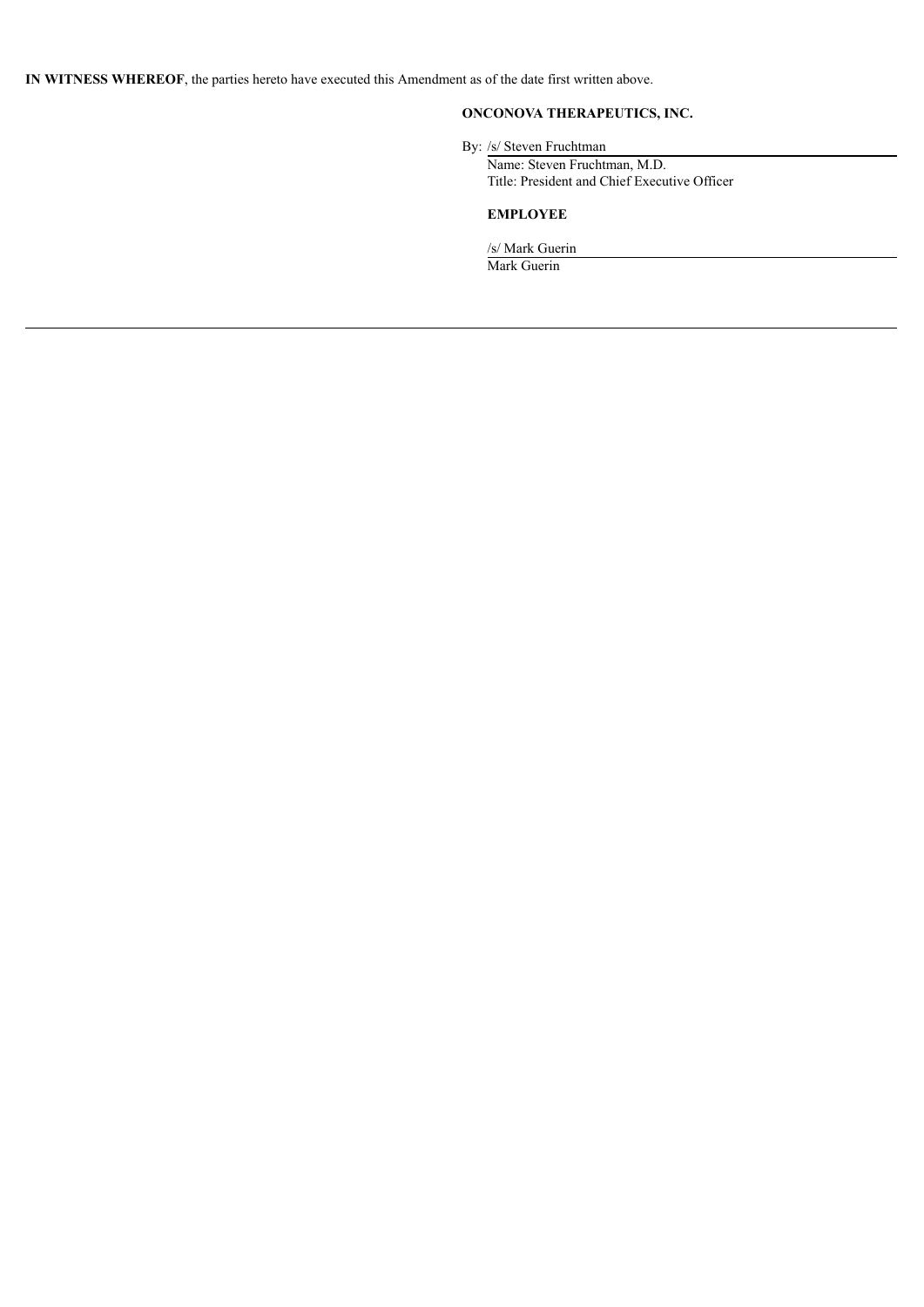**IN WITNESS WHEREOF**, the parties hereto have executed this Amendment as of the date first written above.

**ONCONOVA THERAPEUTICS, INC.**

By: /s/ Steven Fruchtman

Name: Steven Fruchtman, M.D.

Title: President and Chief Executive Officer

**EMPLOYEE**

/s/ Mark Guerin

Mark Guerin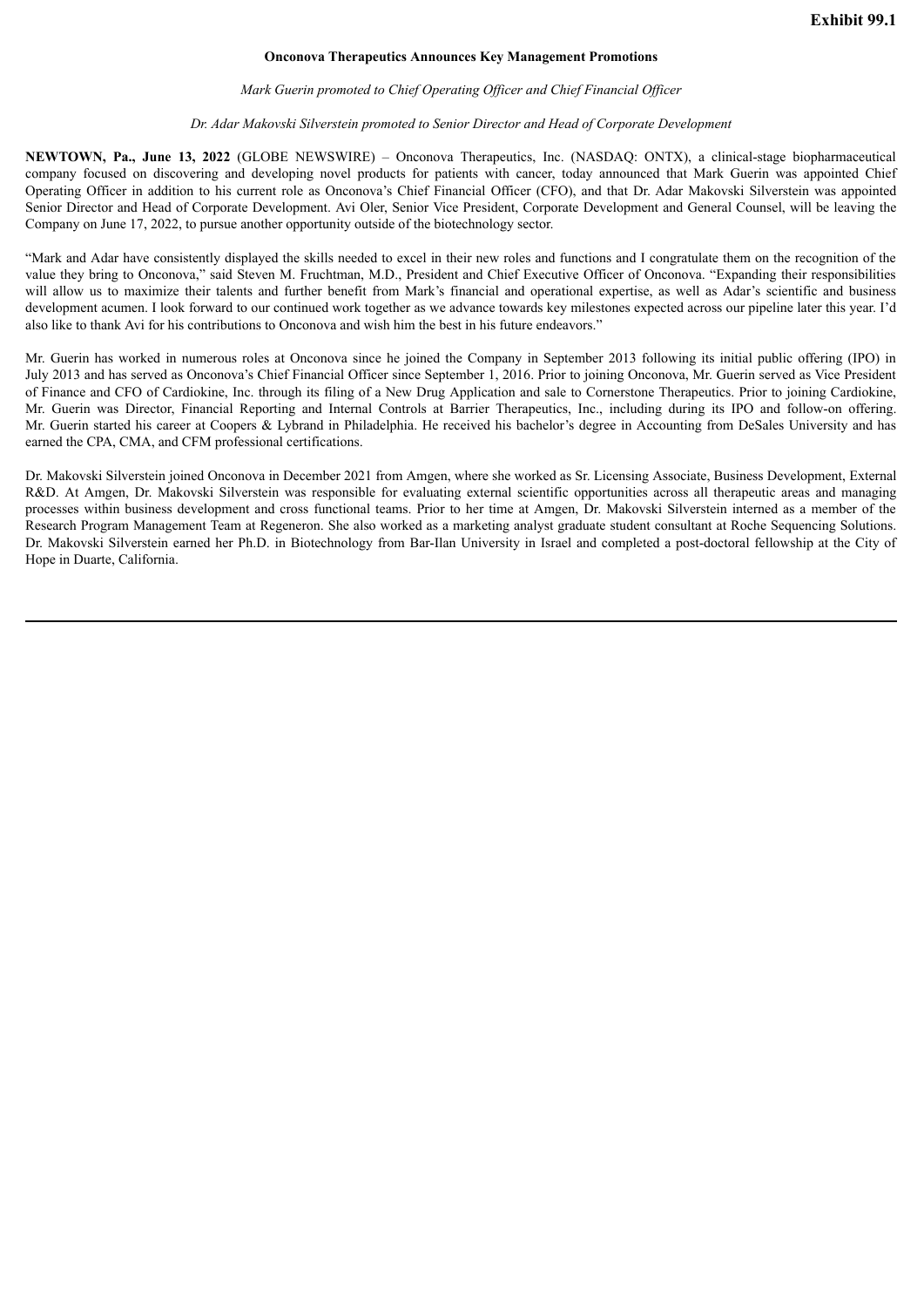**Exhibit 99.1**

**Onconova Therapeutics Announces Key Management Promotions**

*Mark Guerin promoted to Chief Operating Officer and Chief Financial Officer*

*Dr. Adar Makovski Silverstein promoted to Senior Director and Head of Corporate Development*

**NEWTOWN, Pa., June 13, 2022** (GLOBE NEWSWIRE) – Onconova Therapeutics, Inc. (NASDAQ: ONTX), a clinical-stage biopharmaceutical company focused on discovering and developing novel products for patients with cancer, today announced that Mark Guerin was appointed Chief Operating Officer in addition to his current role as Onconova's Chief Financial Officer (CFO), and that Dr. Adar Makovski Silverstein was appointed Senior Director and Head of Corporate Development. Avi Oler, Senior Vice President, Corporate Development and General Counsel, will be leaving the Company on June 17, 2022, to pursue another opportunity outside of the biotechnology sector.

"Mark and Adar have consistently displayed the skills needed to excel in their new roles and functions and I congratulate them on the recognition of the value they bring to Onconova," said Steven M. Fruchtman, M.D., President and Chief Executive Officer of Onconova. "Expanding their responsibilities will allow us to maximize their talents and further benefit from Mark's financial and operational expertise, as well as Adar's scientific and business development acumen. I look forward to our continued work together as we advance towards key milestones expected across our pipeline later this year. I'd also like to thank Avi for his contributions to Onconova and wish him the best in his future endeavors."

Mr. Guerin has worked in numerous roles at Onconova since he joined the Company in September 2013 following its initial public offering (IPO) in July 2013 and has served as Onconova's Chief Financial Officer since September 1, 2016. Prior to joining Onconova, Mr. Guerin served as Vice President of Finance and CFO of Cardiokine, Inc. through its filing of a New Drug Application and sale to Cornerstone Therapeutics. Prior to joining Cardiokine, Mr. Guerin was Director, Financial Reporting and Internal Controls at Barrier Therapeutics, Inc., including during its IPO and follow-on offering. Mr. Guerin started his career at Coopers & Lybrand in Philadelphia. He received his bachelor's degree in Accounting from DeSales University and has earned the CPA, CMA, and CFM professional certifications.

Dr. Makovski Silverstein joined Onconova in December 2021 from Amgen, where she worked as Sr. Licensing Associate, Business Development, External R&D. At Amgen, Dr. Makovski Silverstein was responsible for evaluating external scientific opportunities across all therapeutic areas and managing processes within business development and cross functional teams. Prior to her time at Amgen, Dr. Makovski Silverstein interned as a member of the Research Program Management Team at Regeneron. She also worked as a marketing analyst graduate student consultant at Roche Sequencing Solutions. Dr. Makovski Silverstein earned her Ph.D. in Biotechnology from Bar-Ilan University in Israel and completed a post-doctoral fellowship at the City of Hope in Duarte, California.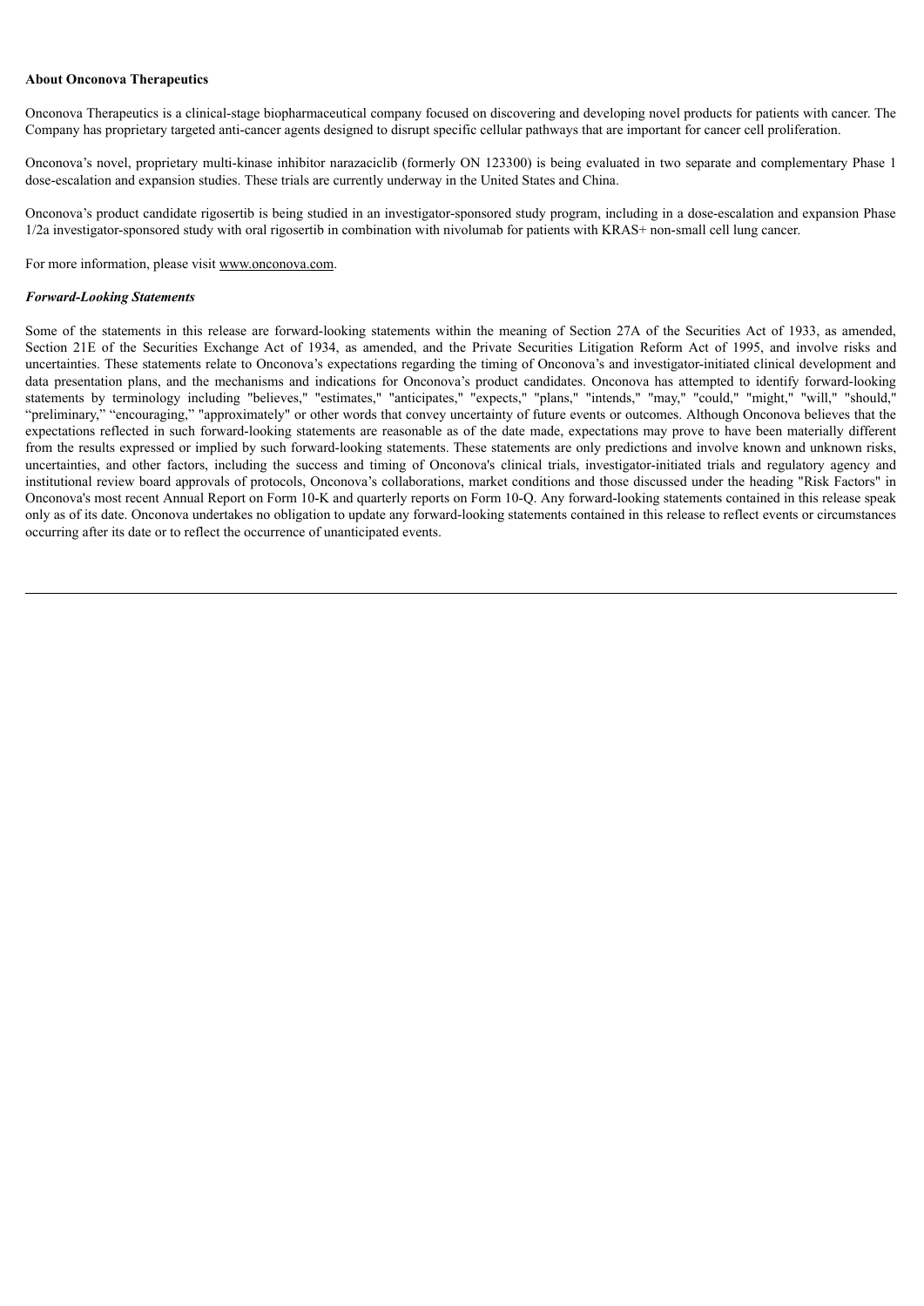**About Onconova Therapeutics**

Onconova Therapeutics is a clinical-stage biopharmaceutical company focused on discovering and developing novel products for patients with cancer. The Company has proprietary targeted anti-cancer agents designed to disrupt specific cellular pathways that are important for cancer cell proliferation.

Onconova's novel, proprietary multi-kinase inhibitor narazaciclib (formerly ON 123300) is being evaluated in two separate and complementary Phase 1 dose-escalation and expansion studies. These trials are currently underway in the United States and China.

Onconova's product candidate rigosertib is being studied in an investigator-sponsored study program, including in a dose-escalation and expansion Phase 1/2a investigator-sponsored study with oral rigosertib in combination with nivolumab for patients with KRAS+ non-small cell lung cancer.

For more information, please visit www.onconova.com.

***Forward-Looking Statements***

Some of the statements in this release are forward-looking statements within the meaning of Section 27A of the Securities Act of 1933, as amended, Section 21E of the Securities Exchange Act of 1934, as amended, and the Private Securities Litigation Reform Act of 1995, and involve risks and uncertainties. These statements relate to Onconova's expectations regarding the timing of Onconova's and investigator-initiated clinical development and data presentation plans, and the mechanisms and indications for Onconova's product candidates. Onconova has attempted to identify forward-looking statements by terminology including "believes," "estimates," "anticipates," "expects," "plans," "intends," "may," "could," "might," "will," "should," "preliminary," "encouraging," "approximately" or other words that convey uncertainty of future events or outcomes. Although Onconova believes that the expectations reflected in such forward-looking statements are reasonable as of the date made, expectations may prove to have been materially different from the results expressed or implied by such forward-looking statements. These statements are only predictions and involve known and unknown risks, uncertainties, and other factors, including the success and timing of Onconova's clinical trials, investigator-initiated trials and regulatory agency and institutional review board approvals of protocols, Onconova's collaborations, market conditions and those discussed under the heading "Risk Factors" in Onconova's most recent Annual Report on Form 10-K and quarterly reports on Form 10-Q. Any forward-looking statements contained in this release speak only as of its date. Onconova undertakes no obligation to update any forward-looking statements contained in this release to reflect events or circumstances occurring after its date or to reflect the occurrence of unanticipated events.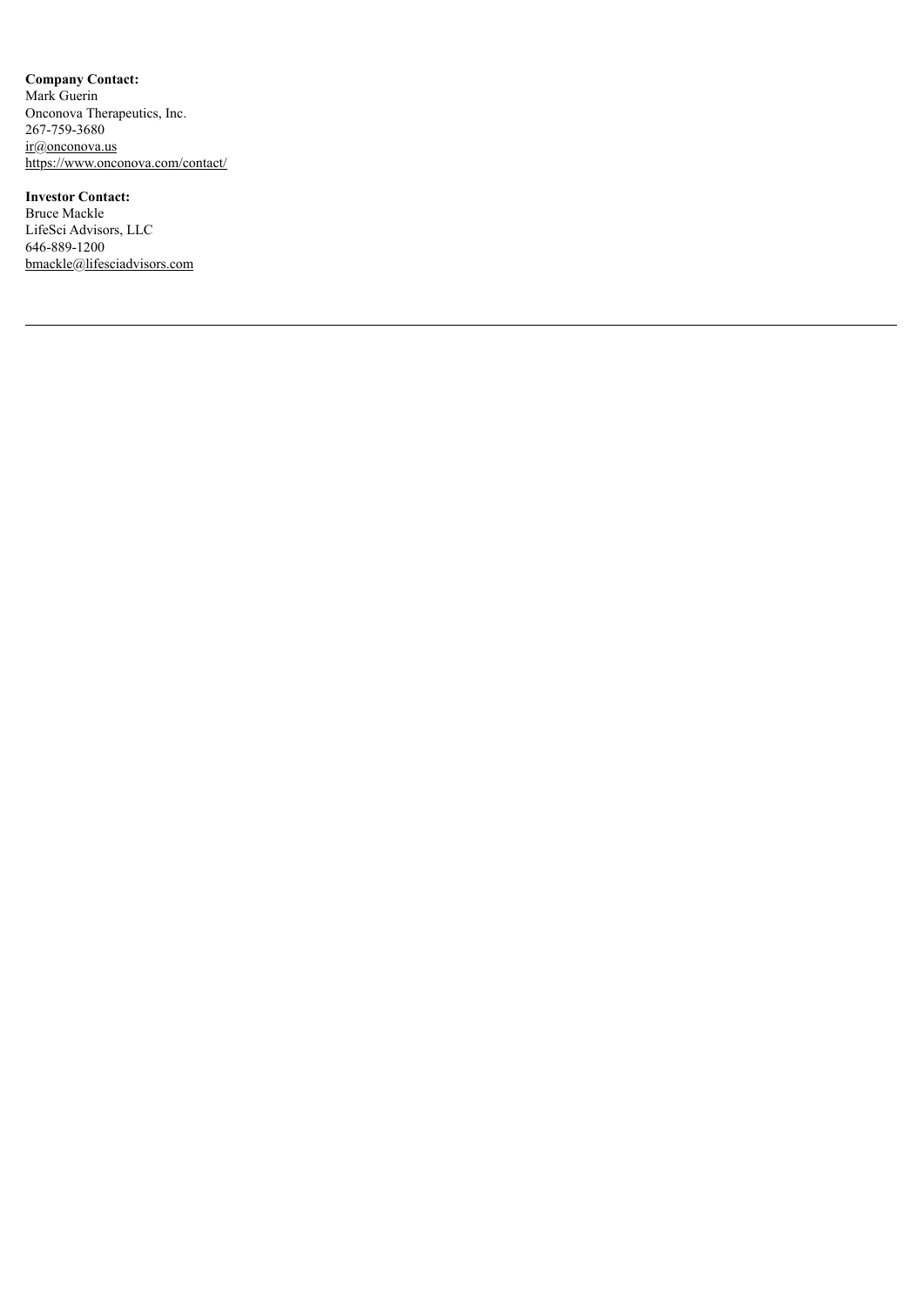**Company Contact:**
Mark Guerin
Onconova Therapeutics, Inc.
267-759-3680
ir@onconova.us
https://www.onconova.com/contact/

**Investor Contact:**
Bruce Mackle
LifeSci Advisors, LLC
646-889-1200
bmackle@lifesciadvisors.com